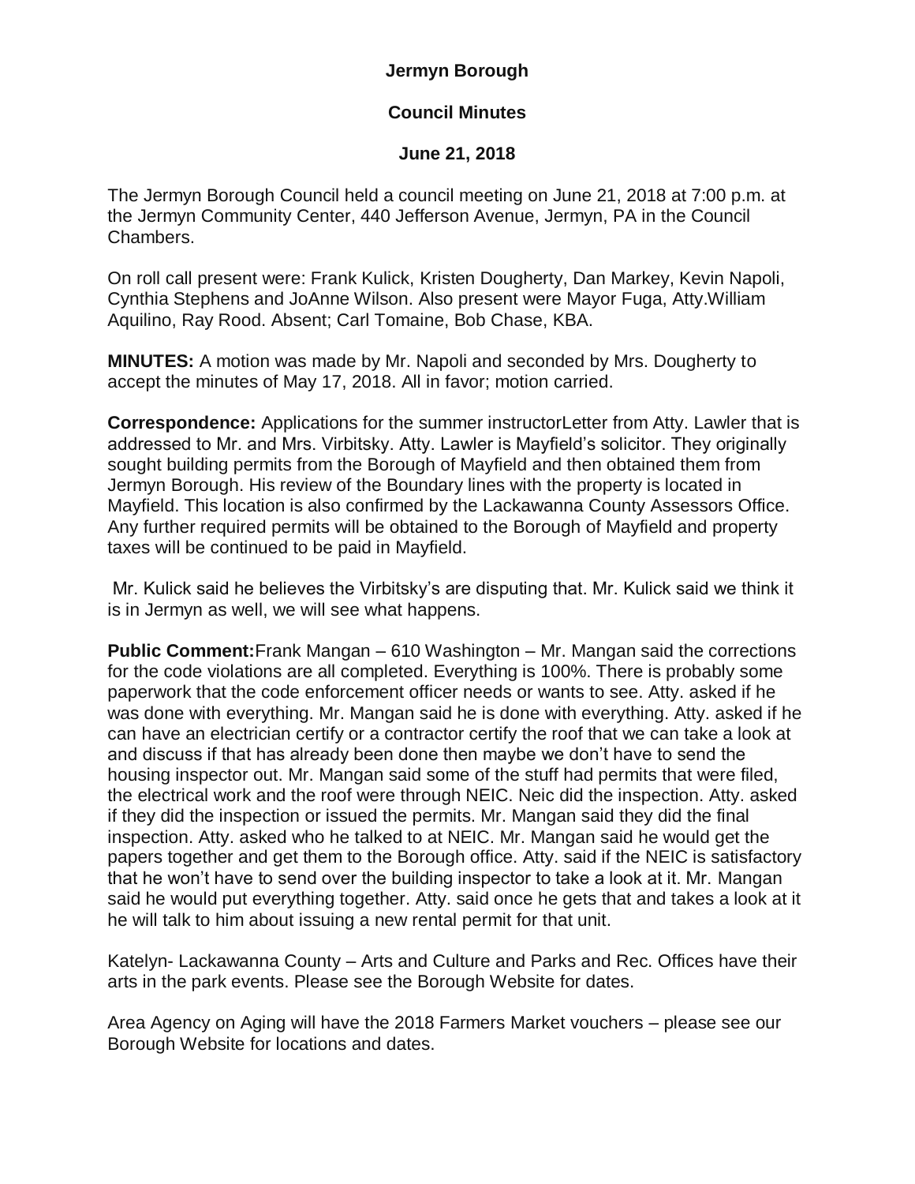**Jermyn Borough**

**Council Minutes**

**June 21, 2018**

The Jermyn Borough Council held a council meeting on June 21, 2018 at 7:00 p.m. at the Jermyn Community Center, 440 Jefferson Avenue, Jermyn, PA in the Council Chambers.

On roll call present were: Frank Kulick, Kristen Dougherty, Dan Markey, Kevin Napoli, Cynthia Stephens and JoAnne Wilson. Also present were Mayor Fuga, Atty.William Aquilino, Ray Rood. Absent; Carl Tomaine, Bob Chase, KBA.

**MINUTES:** A motion was made by Mr. Napoli and seconded by Mrs. Dougherty to accept the minutes of May 17, 2018. All in favor; motion carried.

**Correspondence:** Applications for the summer instructorLetter from Atty. Lawler that is addressed to Mr. and Mrs. Virbitsky. Atty. Lawler is Mayfield's solicitor. They originally sought building permits from the Borough of Mayfield and then obtained them from Jermyn Borough. His review of the Boundary lines with the property is located in Mayfield. This location is also confirmed by the Lackawanna County Assessors Office. Any further required permits will be obtained to the Borough of Mayfield and property taxes will be continued to be paid in Mayfield.

Mr. Kulick said he believes the Virbitsky's are disputing that. Mr. Kulick said we think it is in Jermyn as well, we will see what happens.

**Public Comment:**Frank Mangan – 610 Washington – Mr. Mangan said the corrections for the code violations are all completed. Everything is 100%. There is probably some paperwork that the code enforcement officer needs or wants to see. Atty. asked if he was done with everything. Mr. Mangan said he is done with everything. Atty. asked if he can have an electrician certify or a contractor certify the roof that we can take a look at and discuss if that has already been done then maybe we don't have to send the housing inspector out. Mr. Mangan said some of the stuff had permits that were filed, the electrical work and the roof were through NEIC. Neic did the inspection. Atty. asked if they did the inspection or issued the permits. Mr. Mangan said they did the final inspection. Atty. asked who he talked to at NEIC. Mr. Mangan said he would get the papers together and get them to the Borough office. Atty. said if the NEIC is satisfactory that he won't have to send over the building inspector to take a look at it. Mr. Mangan said he would put everything together. Atty. said once he gets that and takes a look at it he will talk to him about issuing a new rental permit for that unit.

Katelyn- Lackawanna County – Arts and Culture and Parks and Rec. Offices have their arts in the park events. Please see the Borough Website for dates.

Area Agency on Aging will have the 2018 Farmers Market vouchers – please see our Borough Website for locations and dates.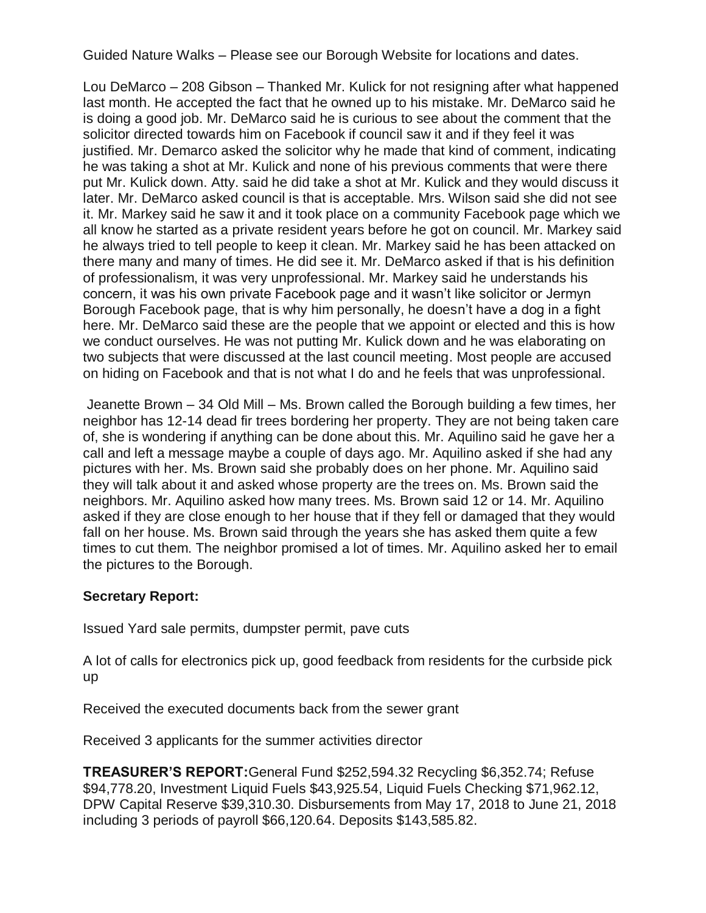Guided Nature Walks – Please see our Borough Website for locations and dates.

Lou DeMarco – 208 Gibson – Thanked Mr. Kulick for not resigning after what happened last month. He accepted the fact that he owned up to his mistake. Mr. DeMarco said he is doing a good job. Mr. DeMarco said he is curious to see about the comment that the solicitor directed towards him on Facebook if council saw it and if they feel it was justified. Mr. Demarco asked the solicitor why he made that kind of comment, indicating he was taking a shot at Mr. Kulick and none of his previous comments that were there put Mr. Kulick down. Atty. said he did take a shot at Mr. Kulick and they would discuss it later. Mr. DeMarco asked council is that is acceptable. Mrs. Wilson said she did not see it. Mr. Markey said he saw it and it took place on a community Facebook page which we all know he started as a private resident years before he got on council. Mr. Markey said he always tried to tell people to keep it clean. Mr. Markey said he has been attacked on there many and many of times. He did see it. Mr. DeMarco asked if that is his definition of professionalism, it was very unprofessional. Mr. Markey said he understands his concern, it was his own private Facebook page and it wasn't like solicitor or Jermyn Borough Facebook page, that is why him personally, he doesn't have a dog in a fight here. Mr. DeMarco said these are the people that we appoint or elected and this is how we conduct ourselves. He was not putting Mr. Kulick down and he was elaborating on two subjects that were discussed at the last council meeting. Most people are accused on hiding on Facebook and that is not what I do and he feels that was unprofessional.

Jeanette Brown – 34 Old Mill – Ms. Brown called the Borough building a few times, her neighbor has 12-14 dead fir trees bordering her property. They are not being taken care of, she is wondering if anything can be done about this. Mr. Aquilino said he gave her a call and left a message maybe a couple of days ago. Mr. Aquilino asked if she had any pictures with her. Ms. Brown said she probably does on her phone. Mr. Aquilino said they will talk about it and asked whose property are the trees on. Ms. Brown said the neighbors. Mr. Aquilino asked how many trees. Ms. Brown said 12 or 14. Mr. Aquilino asked if they are close enough to her house that if they fell or damaged that they would fall on her house. Ms. Brown said through the years she has asked them quite a few times to cut them. The neighbor promised a lot of times. Mr. Aquilino asked her to email the pictures to the Borough.

**Secretary Report:**

Issued Yard sale permits, dumpster permit, pave cuts

A lot of calls for electronics pick up, good feedback from residents for the curbside pick up

Received the executed documents back from the sewer grant

Received 3 applicants for the summer activities director

**TREASURER'S REPORT:** General Fund $252,594.32 Recycling $6,352.74; Refuse $94,778.20, Investment Liquid Fuels $43,925.54, Liquid Fuels Checking $71,962.12, DPW Capital Reserve $39,310.30. Disbursements from May 17, 2018 to June 21, 2018 including 3 periods of payroll $66,120.64. Deposits $143,585.82.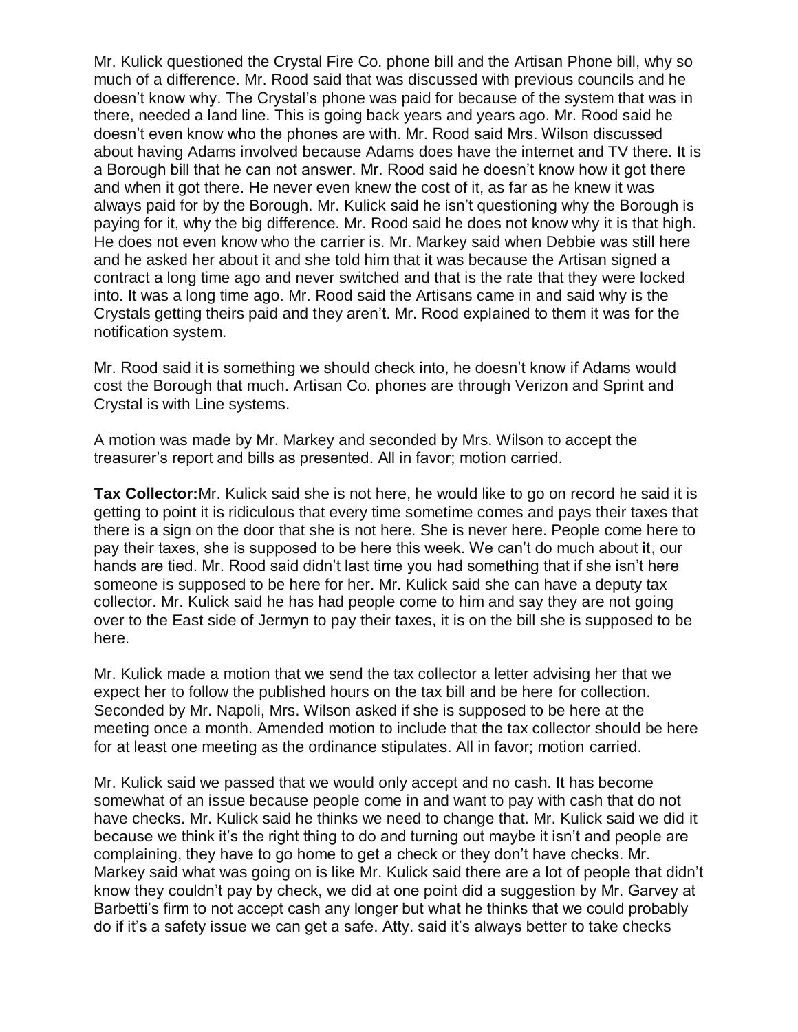Mr. Kulick questioned the Crystal Fire Co. phone bill and the Artisan Phone bill, why so much of a difference. Mr. Rood said that was discussed with previous councils and he doesn't know why. The Crystal's phone was paid for because of the system that was in there, needed a land line. This is going back years and years ago. Mr. Rood said he doesn't even know who the phones are with. Mr. Rood said Mrs. Wilson discussed about having Adams involved because Adams does have the internet and TV there. It is a Borough bill that he can not answer. Mr. Rood said he doesn't know how it got there and when it got there. He never even knew the cost of it, as far as he knew it was always paid for by the Borough. Mr. Kulick said he isn't questioning why the Borough is paying for it, why the big difference. Mr. Rood said he does not know why it is that high. He does not even know who the carrier is. Mr. Markey said when Debbie was still here and he asked her about it and she told him that it was because the Artisan signed a contract a long time ago and never switched and that is the rate that they were locked into. It was a long time ago. Mr. Rood said the Artisans came in and said why is the Crystals getting theirs paid and they aren't. Mr. Rood explained to them it was for the notification system.

Mr. Rood said it is something we should check into, he doesn't know if Adams would cost the Borough that much. Artisan Co. phones are through Verizon and Sprint and Crystal is with Line systems.

A motion was made by Mr. Markey and seconded by Mrs. Wilson to accept the treasurer's report and bills as presented. All in favor; motion carried.

**Tax Collector:** Mr. Kulick said she is not here, he would like to go on record he said it is getting to point it is ridiculous that every time sometime comes and pays their taxes that there is a sign on the door that she is not here. She is never here. People come here to pay their taxes, she is supposed to be here this week. We can't do much about it, our hands are tied. Mr. Rood said didn't last time you had something that if she isn't here someone is supposed to be here for her. Mr. Kulick said she can have a deputy tax collector. Mr. Kulick said he has had people come to him and say they are not going over to the East side of Jermyn to pay their taxes, it is on the bill she is supposed to be here.

Mr. Kulick made a motion that we send the tax collector a letter advising her that we expect her to follow the published hours on the tax bill and be here for collection. Seconded by Mr. Napoli, Mrs. Wilson asked if she is supposed to be here at the meeting once a month. Amended motion to include that the tax collector should be here for at least one meeting as the ordinance stipulates. All in favor; motion carried.

Mr. Kulick said we passed that we would only accept and no cash. It has become somewhat of an issue because people come in and want to pay with cash that do not have checks. Mr. Kulick said he thinks we need to change that. Mr. Kulick said we did it because we think it's the right thing to do and turning out maybe it isn't and people are complaining, they have to go home to get a check or they don't have checks. Mr. Markey said what was going on is like Mr. Kulick said there are a lot of people that didn't know they couldn't pay by check, we did at one point did a suggestion by Mr. Garvey at Barbetti's firm to not accept cash any longer but what he thinks that we could probably do if it's a safety issue we can get a safe. Atty. said it's always better to take checks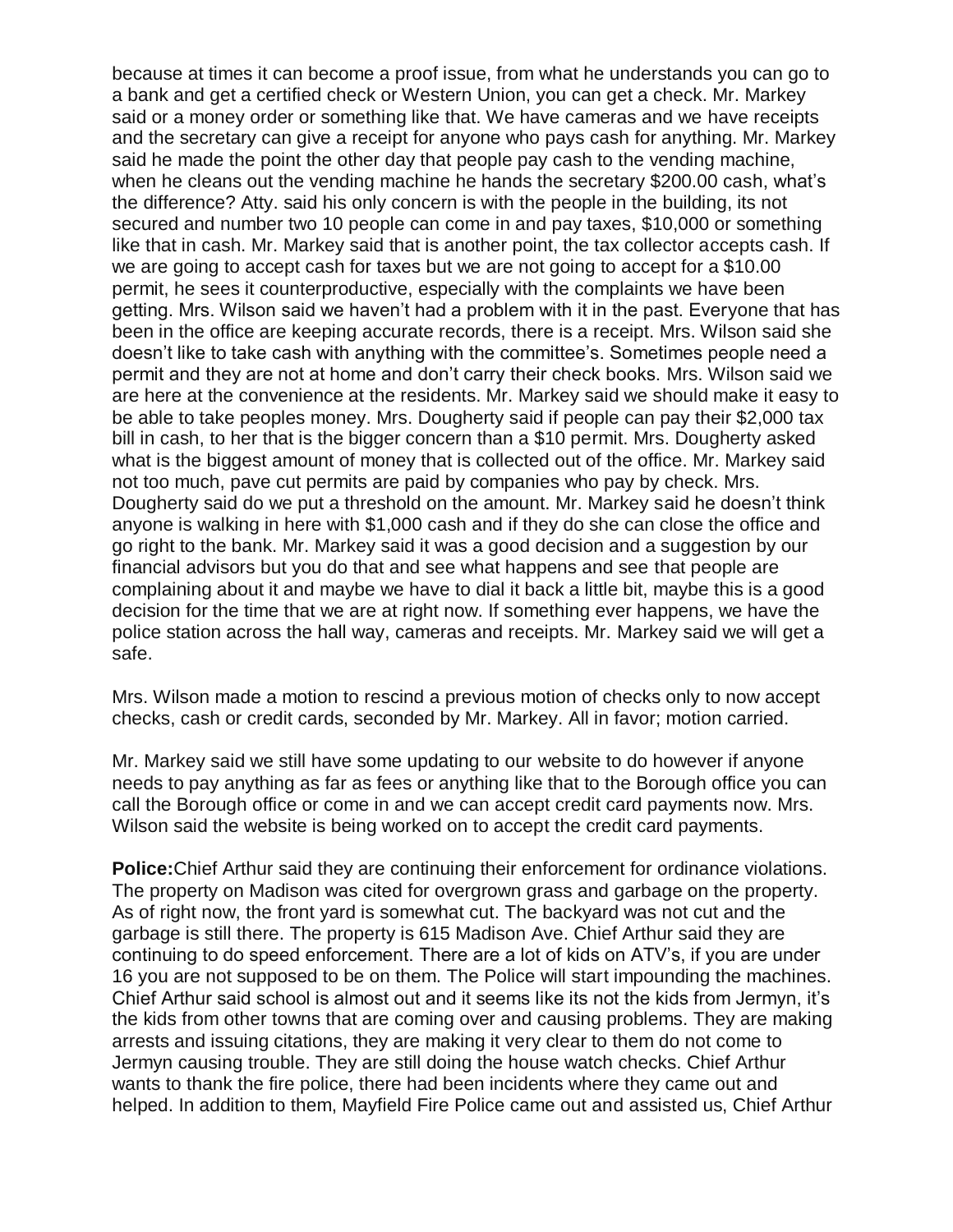because at times it can become a proof issue, from what he understands you can go to a bank and get a certified check or Western Union, you can get a check. Mr. Markey said or a money order or something like that. We have cameras and we have receipts and the secretary can give a receipt for anyone who pays cash for anything. Mr. Markey said he made the point the other day that people pay cash to the vending machine, when he cleans out the vending machine he hands the secretary $200.00 cash, what's the difference? Atty. said his only concern is with the people in the building, its not secured and number two 10 people can come in and pay taxes, $10,000 or something like that in cash. Mr. Markey said that is another point, the tax collector accepts cash. If we are going to accept cash for taxes but we are not going to accept for a $10.00 permit, he sees it counterproductive, especially with the complaints we have been getting. Mrs. Wilson said we haven't had a problem with it in the past. Everyone that has been in the office are keeping accurate records, there is a receipt. Mrs. Wilson said she doesn't like to take cash with anything with the committee's. Sometimes people need a permit and they are not at home and don't carry their check books. Mrs. Wilson said we are here at the convenience at the residents. Mr. Markey said we should make it easy to be able to take peoples money. Mrs. Dougherty said if people can pay their $2,000 tax bill in cash, to her that is the bigger concern than a $10 permit. Mrs. Dougherty asked what is the biggest amount of money that is collected out of the office. Mr. Markey said not too much, pave cut permits are paid by companies who pay by check. Mrs. Dougherty said do we put a threshold on the amount. Mr. Markey said he doesn't think anyone is walking in here with $1,000 cash and if they do she can close the office and go right to the bank. Mr. Markey said it was a good decision and a suggestion by our financial advisors but you do that and see what happens and see that people are complaining about it and maybe we have to dial it back a little bit, maybe this is a good decision for the time that we are at right now. If something ever happens, we have the police station across the hall way, cameras and receipts. Mr. Markey said we will get a safe.

Mrs. Wilson made a motion to rescind a previous motion of checks only to now accept checks, cash or credit cards, seconded by Mr. Markey. All in favor; motion carried.

Mr. Markey said we still have some updating to our website to do however if anyone needs to pay anything as far as fees or anything like that to the Borough office you can call the Borough office or come in and we can accept credit card payments now. Mrs. Wilson said the website is being worked on to accept the credit card payments.

**Police:** Chief Arthur said they are continuing their enforcement for ordinance violations. The property on Madison was cited for overgrown grass and garbage on the property. As of right now, the front yard is somewhat cut. The backyard was not cut and the garbage is still there. The property is 615 Madison Ave. Chief Arthur said they are continuing to do speed enforcement. There are a lot of kids on ATV's, if you are under 16 you are not supposed to be on them. The Police will start impounding the machines. Chief Arthur said school is almost out and it seems like its not the kids from Jermyn, it's the kids from other towns that are coming over and causing problems. They are making arrests and issuing citations, they are making it very clear to them do not come to Jermyn causing trouble. They are still doing the house watch checks. Chief Arthur wants to thank the fire police, there had been incidents where they came out and helped. In addition to them, Mayfield Fire Police came out and assisted us, Chief Arthur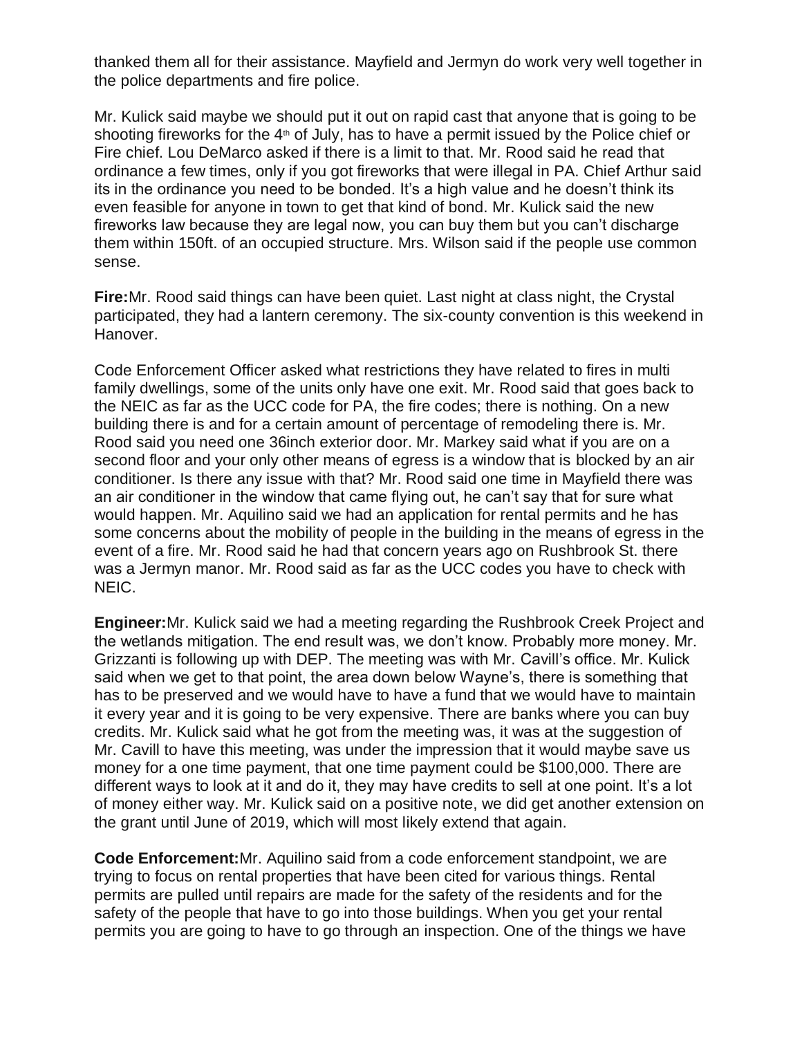thanked them all for their assistance. Mayfield and Jermyn do work very well together in the police departments and fire police.

Mr. Kulick said maybe we should put it out on rapid cast that anyone that is going to be shooting fireworks for the 4th of July, has to have a permit issued by the Police chief or Fire chief. Lou DeMarco asked if there is a limit to that. Mr. Rood said he read that ordinance a few times, only if you got fireworks that were illegal in PA. Chief Arthur said its in the ordinance you need to be bonded. It's a high value and he doesn't think its even feasible for anyone in town to get that kind of bond. Mr. Kulick said the new fireworks law because they are legal now, you can buy them but you can't discharge them within 150ft. of an occupied structure. Mrs. Wilson said if the people use common sense.

**Fire:** Mr. Rood said things can have been quiet. Last night at class night, the Crystal participated, they had a lantern ceremony. The six-county convention is this weekend in Hanover.

Code Enforcement Officer asked what restrictions they have related to fires in multi family dwellings, some of the units only have one exit. Mr. Rood said that goes back to the NEIC as far as the UCC code for PA, the fire codes; there is nothing. On a new building there is and for a certain amount of percentage of remodeling there is. Mr. Rood said you need one 36inch exterior door. Mr. Markey said what if you are on a second floor and your only other means of egress is a window that is blocked by an air conditioner. Is there any issue with that? Mr. Rood said one time in Mayfield there was an air conditioner in the window that came flying out, he can't say that for sure what would happen. Mr. Aquilino said we had an application for rental permits and he has some concerns about the mobility of people in the building in the means of egress in the event of a fire. Mr. Rood said he had that concern years ago on Rushbrook St. there was a Jermyn manor. Mr. Rood said as far as the UCC codes you have to check with NEIC.

**Engineer:** Mr. Kulick said we had a meeting regarding the Rushbrook Creek Project and the wetlands mitigation. The end result was, we don't know. Probably more money. Mr. Grizzanti is following up with DEP. The meeting was with Mr. Cavill's office. Mr. Kulick said when we get to that point, the area down below Wayne's, there is something that has to be preserved and we would have to have a fund that we would have to maintain it every year and it is going to be very expensive. There are banks where you can buy credits. Mr. Kulick said what he got from the meeting was, it was at the suggestion of Mr. Cavill to have this meeting, was under the impression that it would maybe save us money for a one time payment, that one time payment could be $100,000. There are different ways to look at it and do it, they may have credits to sell at one point. It's a lot of money either way. Mr. Kulick said on a positive note, we did get another extension on the grant until June of 2019, which will most likely extend that again.

**Code Enforcement:** Mr. Aquilino said from a code enforcement standpoint, we are trying to focus on rental properties that have been cited for various things. Rental permits are pulled until repairs are made for the safety of the residents and for the safety of the people that have to go into those buildings. When you get your rental permits you are going to have to go through an inspection. One of the things we have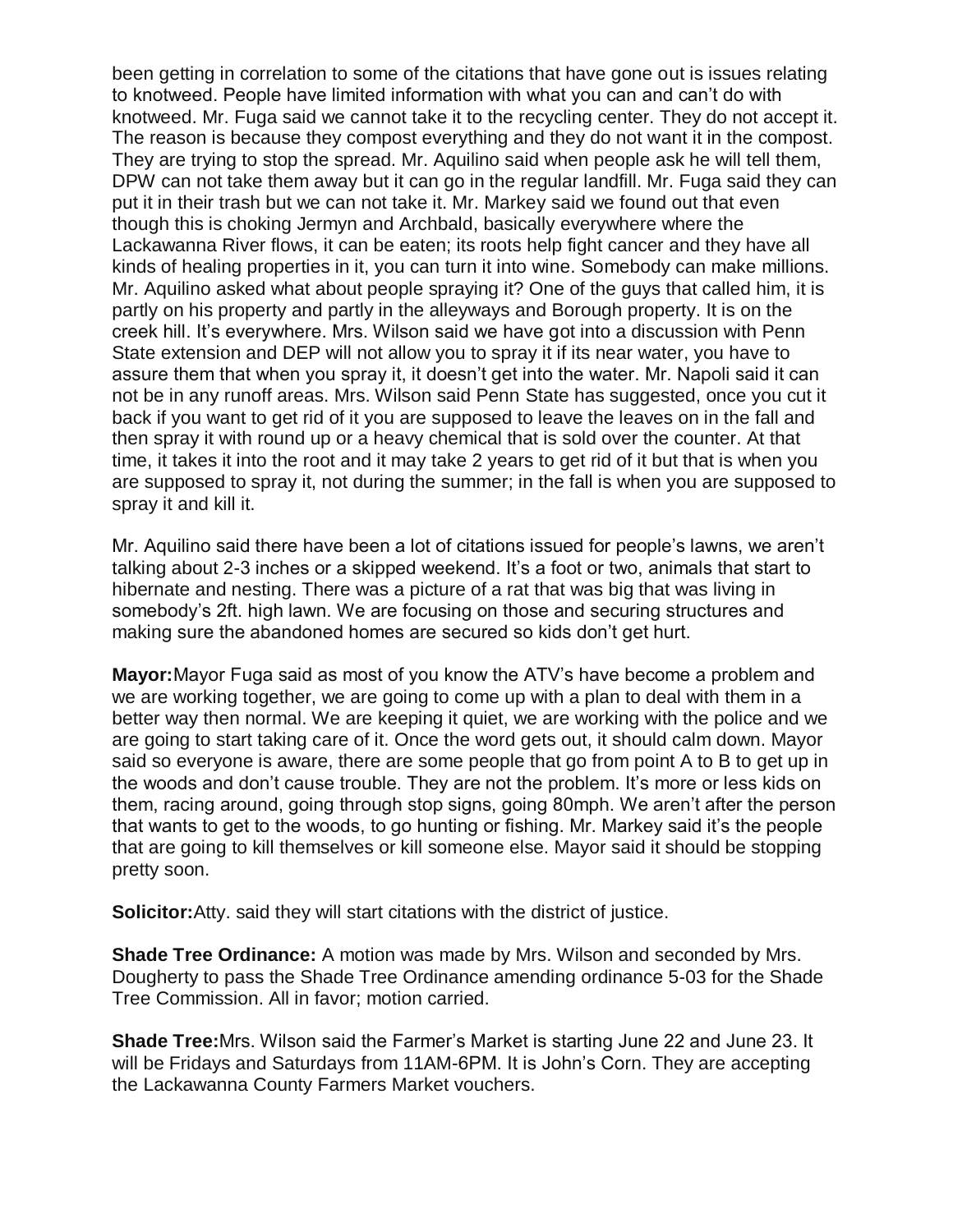been getting in correlation to some of the citations that have gone out is issues relating to knotweed. People have limited information with what you can and can't do with knotweed. Mr. Fuga said we cannot take it to the recycling center. They do not accept it. The reason is because they compost everything and they do not want it in the compost. They are trying to stop the spread. Mr. Aquilino said when people ask he will tell them, DPW can not take them away but it can go in the regular landfill. Mr. Fuga said they can put it in their trash but we can not take it. Mr. Markey said we found out that even though this is choking Jermyn and Archbald, basically everywhere where the Lackawanna River flows, it can be eaten; its roots help fight cancer and they have all kinds of healing properties in it, you can turn it into wine. Somebody can make millions. Mr. Aquilino asked what about people spraying it? One of the guys that called him, it is partly on his property and partly in the alleyways and Borough property. It is on the creek hill. It's everywhere. Mrs. Wilson said we have got into a discussion with Penn State extension and DEP will not allow you to spray it if its near water, you have to assure them that when you spray it, it doesn't get into the water. Mr. Napoli said it can not be in any runoff areas. Mrs. Wilson said Penn State has suggested, once you cut it back if you want to get rid of it you are supposed to leave the leaves on in the fall and then spray it with round up or a heavy chemical that is sold over the counter. At that time, it takes it into the root and it may take 2 years to get rid of it but that is when you are supposed to spray it, not during the summer; in the fall is when you are supposed to spray it and kill it.

Mr. Aquilino said there have been a lot of citations issued for people's lawns, we aren't talking about 2-3 inches or a skipped weekend. It's a foot or two, animals that start to hibernate and nesting. There was a picture of a rat that was big that was living in somebody's 2ft. high lawn. We are focusing on those and securing structures and making sure the abandoned homes are secured so kids don't get hurt.

**Mayor:** Mayor Fuga said as most of you know the ATV's have become a problem and we are working together, we are going to come up with a plan to deal with them in a better way then normal. We are keeping it quiet, we are working with the police and we are going to start taking care of it. Once the word gets out, it should calm down. Mayor said so everyone is aware, there are some people that go from point A to B to get up in the woods and don't cause trouble. They are not the problem. It's more or less kids on them, racing around, going through stop signs, going 80mph. We aren't after the person that wants to get to the woods, to go hunting or fishing. Mr. Markey said it's the people that are going to kill themselves or kill someone else. Mayor said it should be stopping pretty soon.

**Solicitor:** Atty. said they will start citations with the district of justice.

**Shade Tree Ordinance:** A motion was made by Mrs. Wilson and seconded by Mrs. Dougherty to pass the Shade Tree Ordinance amending ordinance 5-03 for the Shade Tree Commission. All in favor; motion carried.

**Shade Tree:** Mrs. Wilson said the Farmer's Market is starting June 22 and June 23. It will be Fridays and Saturdays from 11AM-6PM. It is John's Corn. They are accepting the Lackawanna County Farmers Market vouchers.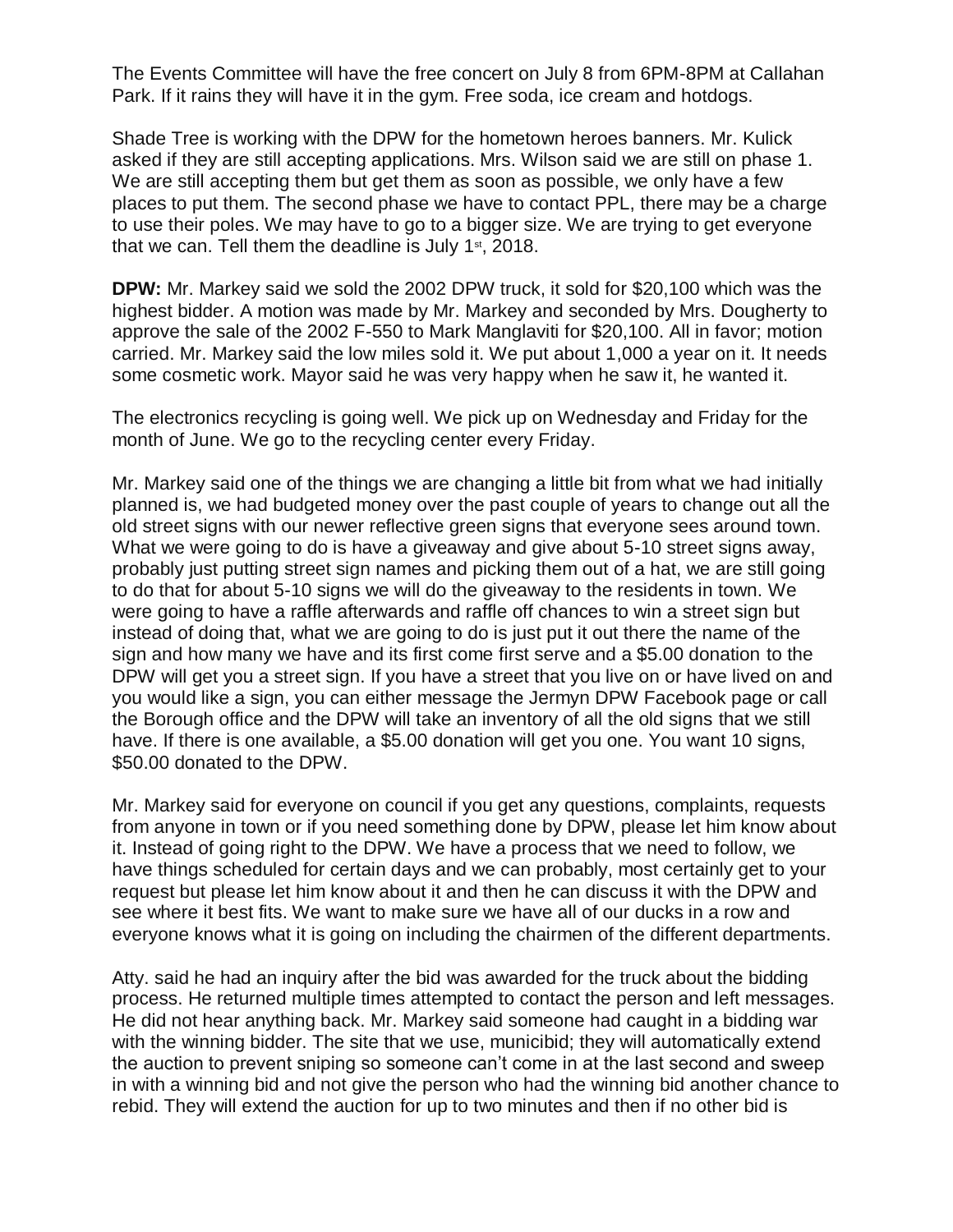The Events Committee will have the free concert on July 8 from 6PM-8PM at Callahan Park. If it rains they will have it in the gym. Free soda, ice cream and hotdogs.

Shade Tree is working with the DPW for the hometown heroes banners. Mr. Kulick asked if they are still accepting applications. Mrs. Wilson said we are still on phase 1. We are still accepting them but get them as soon as possible, we only have a few places to put them. The second phase we have to contact PPL, there may be a charge to use their poles. We may have to go to a bigger size. We are trying to get everyone that we can. Tell them the deadline is July 1st, 2018.

**DPW:** Mr. Markey said we sold the 2002 DPW truck, it sold for $20,100 which was the highest bidder. A motion was made by Mr. Markey and seconded by Mrs. Dougherty to approve the sale of the 2002 F-550 to Mark Manglaviti for $20,100. All in favor; motion carried. Mr. Markey said the low miles sold it. We put about 1,000 a year on it. It needs some cosmetic work. Mayor said he was very happy when he saw it, he wanted it.

The electronics recycling is going well. We pick up on Wednesday and Friday for the month of June. We go to the recycling center every Friday.

Mr. Markey said one of the things we are changing a little bit from what we had initially planned is, we had budgeted money over the past couple of years to change out all the old street signs with our newer reflective green signs that everyone sees around town. What we were going to do is have a giveaway and give about 5-10 street signs away, probably just putting street sign names and picking them out of a hat, we are still going to do that for about 5-10 signs we will do the giveaway to the residents in town. We were going to have a raffle afterwards and raffle off chances to win a street sign but instead of doing that, what we are going to do is just put it out there the name of the sign and how many we have and its first come first serve and a $5.00 donation to the DPW will get you a street sign. If you have a street that you live on or have lived on and you would like a sign, you can either message the Jermyn DPW Facebook page or call the Borough office and the DPW will take an inventory of all the old signs that we still have. If there is one available, a $5.00 donation will get you one. You want 10 signs, $50.00 donated to the DPW.

Mr. Markey said for everyone on council if you get any questions, complaints, requests from anyone in town or if you need something done by DPW, please let him know about it. Instead of going right to the DPW. We have a process that we need to follow, we have things scheduled for certain days and we can probably, most certainly get to your request but please let him know about it and then he can discuss it with the DPW and see where it best fits. We want to make sure we have all of our ducks in a row and everyone knows what it is going on including the chairmen of the different departments.

Atty. said he had an inquiry after the bid was awarded for the truck about the bidding process. He returned multiple times attempted to contact the person and left messages. He did not hear anything back. Mr. Markey said someone had caught in a bidding war with the winning bidder. The site that we use, municibid; they will automatically extend the auction to prevent sniping so someone can't come in at the last second and sweep in with a winning bid and not give the person who had the winning bid another chance to rebid. They will extend the auction for up to two minutes and then if no other bid is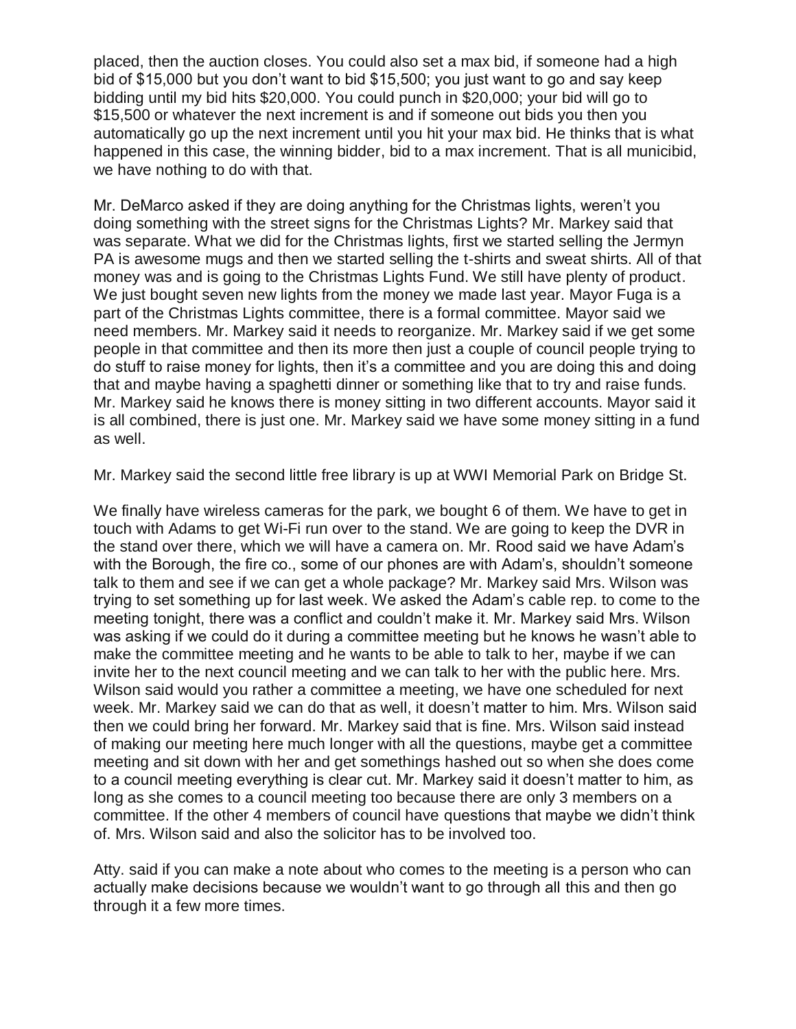placed, then the auction closes. You could also set a max bid, if someone had a high bid of $15,000 but you don't want to bid $15,500; you just want to go and say keep bidding until my bid hits $20,000. You could punch in $20,000; your bid will go to $15,500 or whatever the next increment is and if someone out bids you then you automatically go up the next increment until you hit your max bid. He thinks that is what happened in this case, the winning bidder, bid to a max increment. That is all municibid, we have nothing to do with that.

Mr. DeMarco asked if they are doing anything for the Christmas lights, weren't you doing something with the street signs for the Christmas Lights? Mr. Markey said that was separate. What we did for the Christmas lights, first we started selling the Jermyn PA is awesome mugs and then we started selling the t-shirts and sweat shirts. All of that money was and is going to the Christmas Lights Fund. We still have plenty of product. We just bought seven new lights from the money we made last year. Mayor Fuga is a part of the Christmas Lights committee, there is a formal committee. Mayor said we need members. Mr. Markey said it needs to reorganize. Mr. Markey said if we get some people in that committee and then its more then just a couple of council people trying to do stuff to raise money for lights, then it's a committee and you are doing this and doing that and maybe having a spaghetti dinner or something like that to try and raise funds. Mr. Markey said he knows there is money sitting in two different accounts. Mayor said it is all combined, there is just one. Mr. Markey said we have some money sitting in a fund as well.

Mr. Markey said the second little free library is up at WWI Memorial Park on Bridge St.

We finally have wireless cameras for the park, we bought 6 of them. We have to get in touch with Adams to get Wi-Fi run over to the stand. We are going to keep the DVR in the stand over there, which we will have a camera on. Mr. Rood said we have Adam's with the Borough, the fire co., some of our phones are with Adam's, shouldn't someone talk to them and see if we can get a whole package? Mr. Markey said Mrs. Wilson was trying to set something up for last week. We asked the Adam's cable rep. to come to the meeting tonight, there was a conflict and couldn't make it. Mr. Markey said Mrs. Wilson was asking if we could do it during a committee meeting but he knows he wasn't able to make the committee meeting and he wants to be able to talk to her, maybe if we can invite her to the next council meeting and we can talk to her with the public here. Mrs. Wilson said would you rather a committee a meeting, we have one scheduled for next week. Mr. Markey said we can do that as well, it doesn't matter to him. Mrs. Wilson said then we could bring her forward. Mr. Markey said that is fine. Mrs. Wilson said instead of making our meeting here much longer with all the questions, maybe get a committee meeting and sit down with her and get somethings hashed out so when she does come to a council meeting everything is clear cut. Mr. Markey said it doesn't matter to him, as long as she comes to a council meeting too because there are only 3 members on a committee. If the other 4 members of council have questions that maybe we didn't think of. Mrs. Wilson said and also the solicitor has to be involved too.

Atty. said if you can make a note about who comes to the meeting is a person who can actually make decisions because we wouldn't want to go through all this and then go through it a few more times.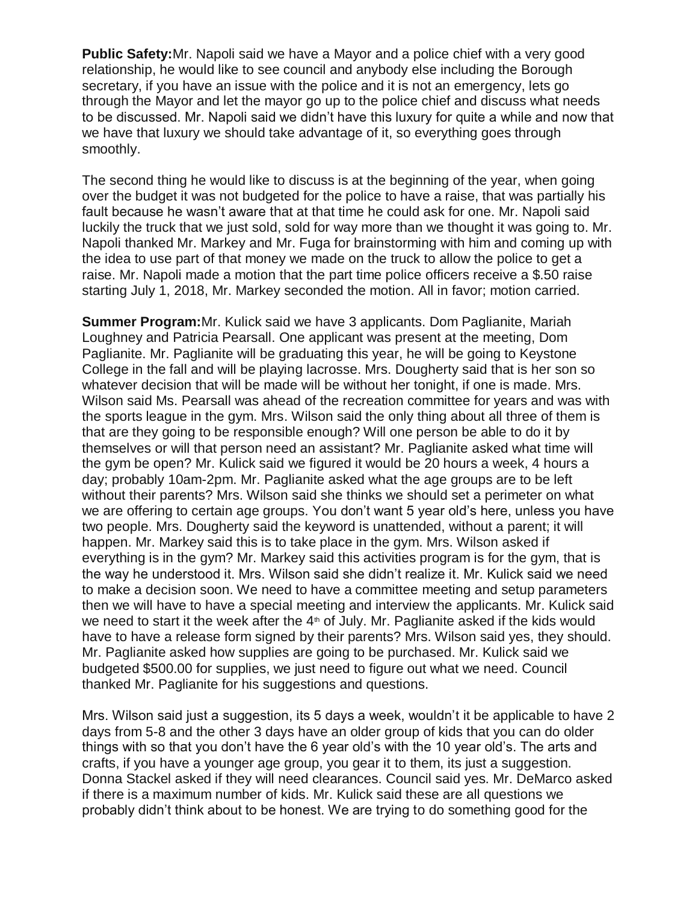**Public Safety:** Mr. Napoli said we have a Mayor and a police chief with a very good relationship, he would like to see council and anybody else including the Borough secretary, if you have an issue with the police and it is not an emergency, lets go through the Mayor and let the mayor go up to the police chief and discuss what needs to be discussed. Mr. Napoli said we didn't have this luxury for quite a while and now that we have that luxury we should take advantage of it, so everything goes through smoothly.

The second thing he would like to discuss is at the beginning of the year, when going over the budget it was not budgeted for the police to have a raise, that was partially his fault because he wasn't aware that at that time he could ask for one. Mr. Napoli said luckily the truck that we just sold, sold for way more than we thought it was going to. Mr. Napoli thanked Mr. Markey and Mr. Fuga for brainstorming with him and coming up with the idea to use part of that money we made on the truck to allow the police to get a raise. Mr. Napoli made a motion that the part time police officers receive a $.50 raise starting July 1, 2018, Mr. Markey seconded the motion. All in favor; motion carried.

**Summer Program:** Mr. Kulick said we have 3 applicants. Dom Paglianite, Mariah Loughney and Patricia Pearsall. One applicant was present at the meeting, Dom Paglianite. Mr. Paglianite will be graduating this year, he will be going to Keystone College in the fall and will be playing lacrosse. Mrs. Dougherty said that is her son so whatever decision that will be made will be without her tonight, if one is made. Mrs. Wilson said Ms. Pearsall was ahead of the recreation committee for years and was with the sports league in the gym. Mrs. Wilson said the only thing about all three of them is that are they going to be responsible enough? Will one person be able to do it by themselves or will that person need an assistant? Mr. Paglianite asked what time will the gym be open? Mr. Kulick said we figured it would be 20 hours a week, 4 hours a day; probably 10am-2pm. Mr. Paglianite asked what the age groups are to be left without their parents? Mrs. Wilson said she thinks we should set a perimeter on what we are offering to certain age groups. You don't want 5 year old's here, unless you have two people. Mrs. Dougherty said the keyword is unattended, without a parent; it will happen. Mr. Markey said this is to take place in the gym. Mrs. Wilson asked if everything is in the gym? Mr. Markey said this activities program is for the gym, that is the way he understood it. Mrs. Wilson said she didn't realize it. Mr. Kulick said we need to make a decision soon. We need to have a committee meeting and setup parameters then we will have to have a special meeting and interview the applicants. Mr. Kulick said we need to start it the week after the 4th of July. Mr. Paglianite asked if the kids would have to have a release form signed by their parents? Mrs. Wilson said yes, they should. Mr. Paglianite asked how supplies are going to be purchased. Mr. Kulick said we budgeted $500.00 for supplies, we just need to figure out what we need. Council thanked Mr. Paglianite for his suggestions and questions.

Mrs. Wilson said just a suggestion, its 5 days a week, wouldn't it be applicable to have 2 days from 5-8 and the other 3 days have an older group of kids that you can do older things with so that you don't have the 6 year old's with the 10 year old's. The arts and crafts, if you have a younger age group, you gear it to them, its just a suggestion. Donna Stackel asked if they will need clearances. Council said yes. Mr. DeMarco asked if there is a maximum number of kids. Mr. Kulick said these are all questions we probably didn't think about to be honest. We are trying to do something good for the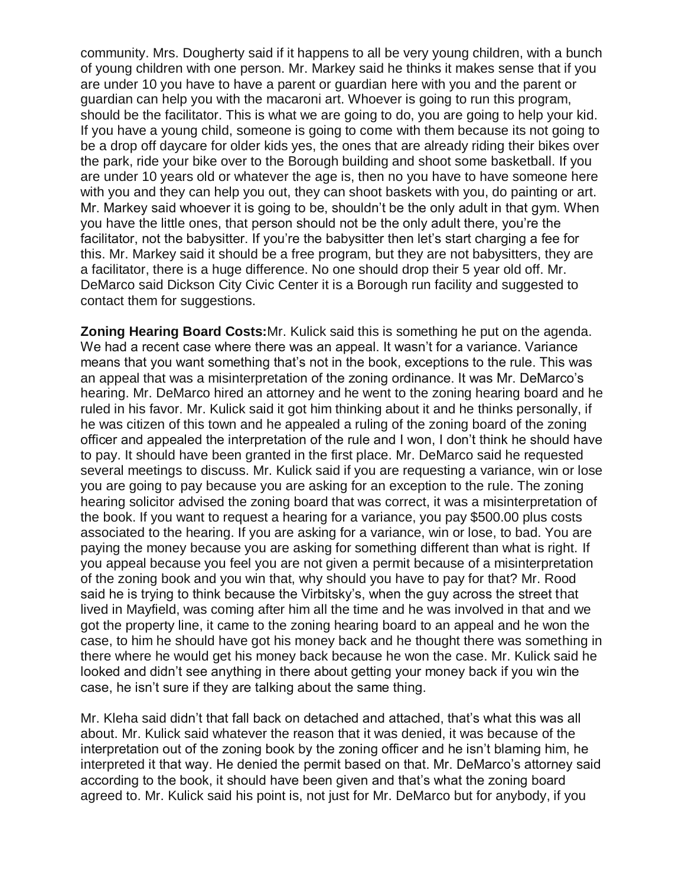community. Mrs. Dougherty said if it happens to all be very young children, with a bunch of young children with one person. Mr. Markey said he thinks it makes sense that if you are under 10 you have to have a parent or guardian here with you and the parent or guardian can help you with the macaroni art. Whoever is going to run this program, should be the facilitator. This is what we are going to do, you are going to help your kid. If you have a young child, someone is going to come with them because its not going to be a drop off daycare for older kids yes, the ones that are already riding their bikes over the park, ride your bike over to the Borough building and shoot some basketball. If you are under 10 years old or whatever the age is, then no you have to have someone here with you and they can help you out, they can shoot baskets with you, do painting or art. Mr. Markey said whoever it is going to be, shouldn't be the only adult in that gym. When you have the little ones, that person should not be the only adult there, you're the facilitator, not the babysitter. If you're the babysitter then let's start charging a fee for this. Mr. Markey said it should be a free program, but they are not babysitters, they are a facilitator, there is a huge difference. No one should drop their 5 year old off. Mr. DeMarco said Dickson City Civic Center it is a Borough run facility and suggested to contact them for suggestions.

**Zoning Hearing Board Costs:**Mr. Kulick said this is something he put on the agenda. We had a recent case where there was an appeal. It wasn't for a variance. Variance means that you want something that's not in the book, exceptions to the rule. This was an appeal that was a misinterpretation of the zoning ordinance. It was Mr. DeMarco's hearing. Mr. DeMarco hired an attorney and he went to the zoning hearing board and he ruled in his favor. Mr. Kulick said it got him thinking about it and he thinks personally, if he was citizen of this town and he appealed a ruling of the zoning board of the zoning officer and appealed the interpretation of the rule and I won, I don't think he should have to pay. It should have been granted in the first place. Mr. DeMarco said he requested several meetings to discuss. Mr. Kulick said if you are requesting a variance, win or lose you are going to pay because you are asking for an exception to the rule. The zoning hearing solicitor advised the zoning board that was correct, it was a misinterpretation of the book. If you want to request a hearing for a variance, you pay $500.00 plus costs associated to the hearing. If you are asking for a variance, win or lose, to bad. You are paying the money because you are asking for something different than what is right. If you appeal because you feel you are not given a permit because of a misinterpretation of the zoning book and you win that, why should you have to pay for that? Mr. Rood said he is trying to think because the Virbitsky's, when the guy across the street that lived in Mayfield, was coming after him all the time and he was involved in that and we got the property line, it came to the zoning hearing board to an appeal and he won the case, to him he should have got his money back and he thought there was something in there where he would get his money back because he won the case. Mr. Kulick said he looked and didn't see anything in there about getting your money back if you win the case, he isn't sure if they are talking about the same thing.

Mr. Kleha said didn't that fall back on detached and attached, that's what this was all about. Mr. Kulick said whatever the reason that it was denied, it was because of the interpretation out of the zoning book by the zoning officer and he isn't blaming him, he interpreted it that way. He denied the permit based on that. Mr. DeMarco's attorney said according to the book, it should have been given and that's what the zoning board agreed to. Mr. Kulick said his point is, not just for Mr. DeMarco but for anybody, if you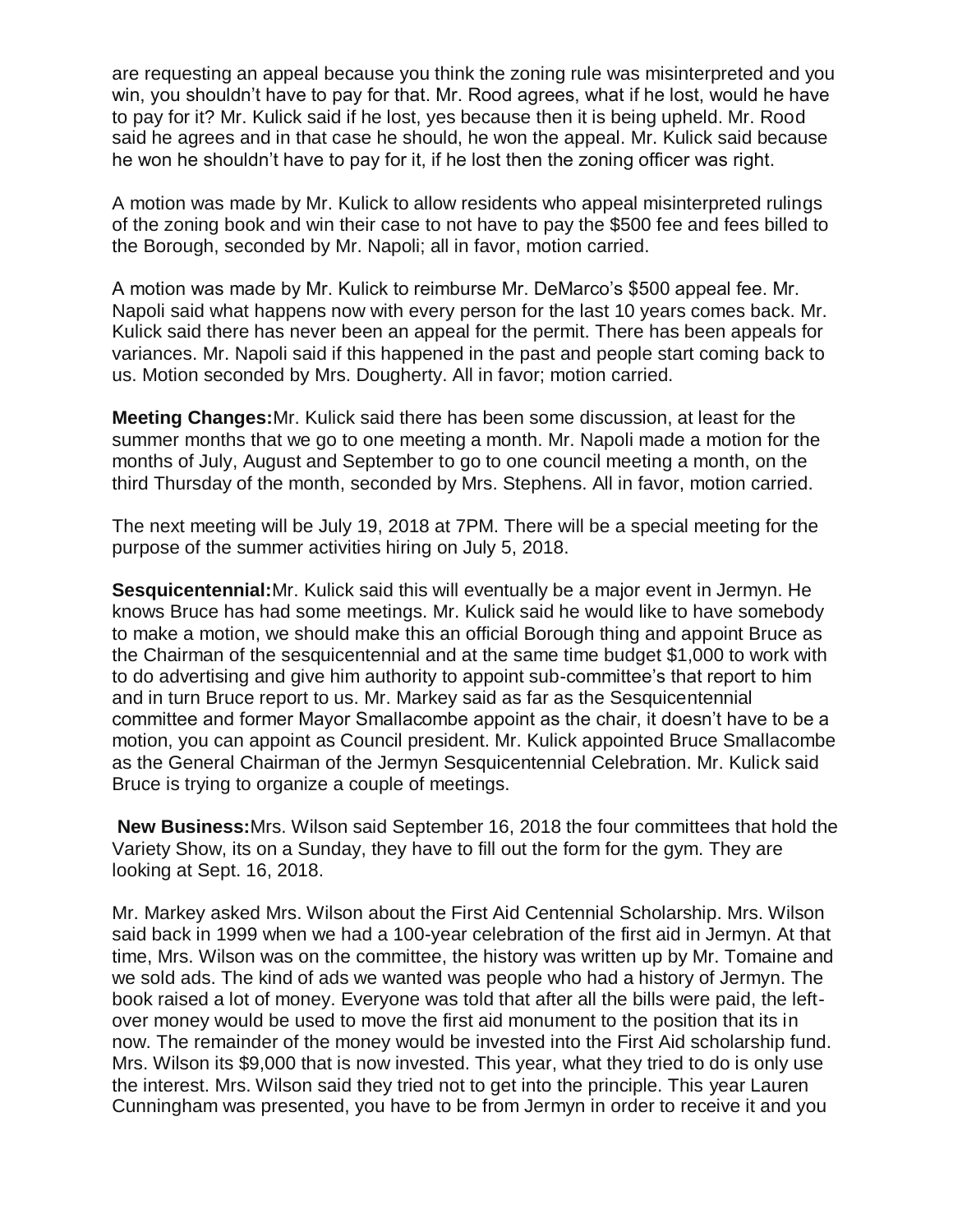are requesting an appeal because you think the zoning rule was misinterpreted and you win, you shouldn't have to pay for that. Mr. Rood agrees, what if he lost, would he have to pay for it? Mr. Kulick said if he lost, yes because then it is being upheld. Mr. Rood said he agrees and in that case he should, he won the appeal. Mr. Kulick said because he won he shouldn't have to pay for it, if he lost then the zoning officer was right.

A motion was made by Mr. Kulick to allow residents who appeal misinterpreted rulings of the zoning book and win their case to not have to pay the $500 fee and fees billed to the Borough, seconded by Mr. Napoli; all in favor, motion carried.

A motion was made by Mr. Kulick to reimburse Mr. DeMarco's $500 appeal fee. Mr. Napoli said what happens now with every person for the last 10 years comes back. Mr. Kulick said there has never been an appeal for the permit. There has been appeals for variances. Mr. Napoli said if this happened in the past and people start coming back to us. Motion seconded by Mrs. Dougherty. All in favor; motion carried.

**Meeting Changes:** Mr. Kulick said there has been some discussion, at least for the summer months that we go to one meeting a month. Mr. Napoli made a motion for the months of July, August and September to go to one council meeting a month, on the third Thursday of the month, seconded by Mrs. Stephens. All in favor, motion carried.

The next meeting will be July 19, 2018 at 7PM. There will be a special meeting for the purpose of the summer activities hiring on July 5, 2018.

**Sesquicentennial:** Mr. Kulick said this will eventually be a major event in Jermyn. He knows Bruce has had some meetings. Mr. Kulick said he would like to have somebody to make a motion, we should make this an official Borough thing and appoint Bruce as the Chairman of the sesquicentennial and at the same time budget $1,000 to work with to do advertising and give him authority to appoint sub-committee's that report to him and in turn Bruce report to us. Mr. Markey said as far as the Sesquicentennial committee and former Mayor Smallacombe appoint as the chair, it doesn't have to be a motion, you can appoint as Council president. Mr. Kulick appointed Bruce Smallacombe as the General Chairman of the Jermyn Sesquicentennial Celebration. Mr. Kulick said Bruce is trying to organize a couple of meetings.

**New Business:** Mrs. Wilson said September 16, 2018 the four committees that hold the Variety Show, its on a Sunday, they have to fill out the form for the gym. They are looking at Sept. 16, 2018.

Mr. Markey asked Mrs. Wilson about the First Aid Centennial Scholarship. Mrs. Wilson said back in 1999 when we had a 100-year celebration of the first aid in Jermyn. At that time, Mrs. Wilson was on the committee, the history was written up by Mr. Tomaine and we sold ads. The kind of ads we wanted was people who had a history of Jermyn. The book raised a lot of money. Everyone was told that after all the bills were paid, the left-over money would be used to move the first aid monument to the position that its in now. The remainder of the money would be invested into the First Aid scholarship fund. Mrs. Wilson its $9,000 that is now invested. This year, what they tried to do is only use the interest. Mrs. Wilson said they tried not to get into the principle. This year Lauren Cunningham was presented, you have to be from Jermyn in order to receive it and you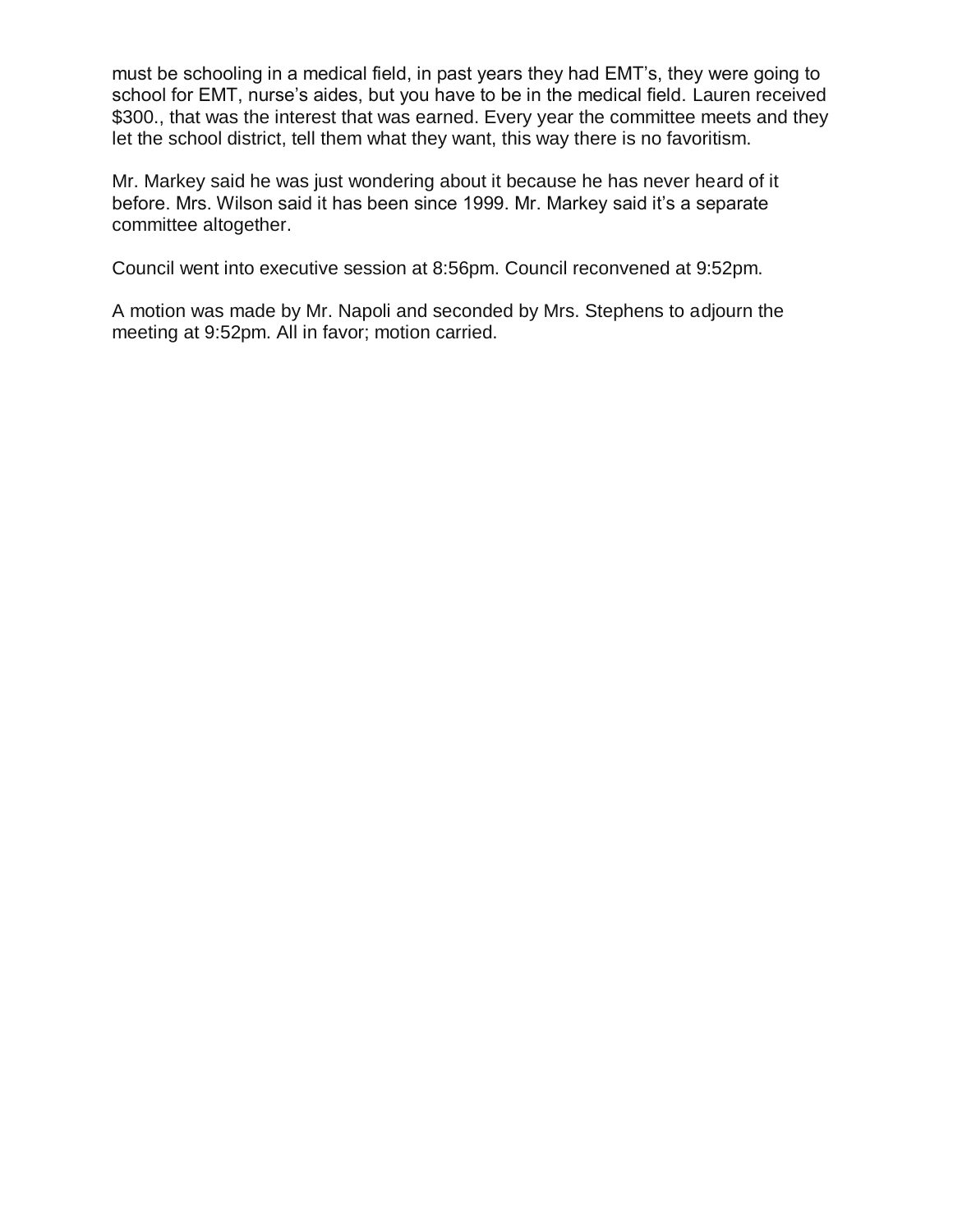must be schooling in a medical field, in past years they had EMT's, they were going to school for EMT, nurse's aides, but you have to be in the medical field. Lauren received $300., that was the interest that was earned. Every year the committee meets and they let the school district, tell them what they want, this way there is no favoritism.

Mr. Markey said he was just wondering about it because he has never heard of it before. Mrs. Wilson said it has been since 1999. Mr. Markey said it's a separate committee altogether.

Council went into executive session at 8:56pm. Council reconvened at 9:52pm.

A motion was made by Mr. Napoli and seconded by Mrs. Stephens to adjourn the meeting at 9:52pm. All in favor; motion carried.